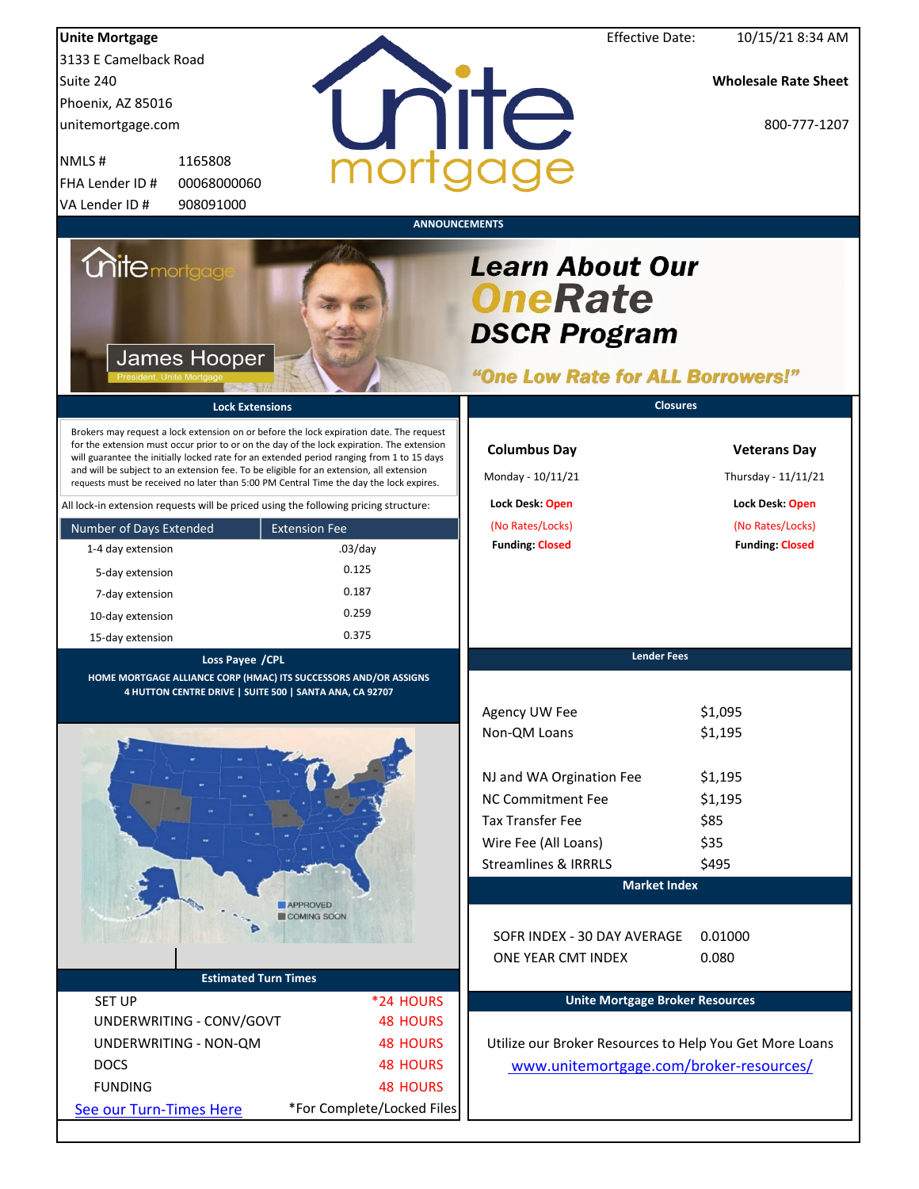**Unite Mortgage**
3133 E Camelback Road
Suite 240
Phoenix, AZ 85016
unitemortgage.com

NMLS # 1165808
FHA Lender ID # 00068000060
VA Lender ID # 908091000

Effective Date: 10/15/21 8:34 AM

**Wholesale Rate Sheet**

800-777-1207

## ANNOUNCEMENTS

James Hooper
President, Unite Mortgage

***Learn About Our OneRate DSCR Program***

***"One Low Rate for ALL Borrowers!"***

## Lock Extensions

Brokers may request a lock extension on or before the lock expiration date. The request for the extension must occur prior to or on the day of the lock expiration. The extension will guarantee the initially locked rate for an extended period ranging from 1 to 15 days and will be subject to an extension fee. To be eligible for an extension, all extension requests must be received no later than 5:00 PM Central Time the day the lock expires.

All lock-in extension requests will be priced using the following pricing structure:

| Number of Days Extended | Extension Fee |
|---|---|
| 1-4 day extension | .03/day |
| 5-day extension | 0.125 |
| 7-day extension | 0.187 |
| 10-day extension | 0.259 |
| 15-day extension | 0.375 |

## Closures

| Columbus Day | Veterans Day |
|---|---|
| Monday - 10/11/21 | Thursday - 11/11/21 |
| **Lock Desk:** Open | **Lock Desk:** Open |
| (No Rates/Locks) | (No Rates/Locks) |
| **Funding:** Closed | **Funding:** Closed |

## Loss Payee /CPL

**HOME MORTGAGE ALLIANCE CORP (HMAC) ITS SUCCESSORS AND/OR ASSIGNS**
**4 HUTTON CENTRE DRIVE | SUITE 500 | SANTA ANA, CA 92707**

APPROVED
COMING SOON

## Lender Fees

| | |
|---|---|
| Agency UW Fee | $1,095 |
| Non-QM Loans | $1,195 |
| NJ and WA Orgination Fee | $1,195 |
| NC Commitment Fee | $1,195 |
| Tax Transfer Fee | $85 |
| Wire Fee (All Loans) | $35 |
| Streamlines & IRRRLS | $495 |

## Market Index

| | |
|---|---|
| SOFR INDEX - 30 DAY AVERAGE | 0.01000 |
| ONE YEAR CMT INDEX | 0.080 |

## Estimated Turn Times

| | |
|---|---|
| SET UP | *24 HOURS |
| UNDERWRITING - CONV/GOVT | 48 HOURS |
| UNDERWRITING - NON-QM | 48 HOURS |
| DOCS | 48 HOURS |
| FUNDING | 48 HOURS |

See our Turn-Times Here

*For Complete/Locked Files

## Unite Mortgage Broker Resources

Utilize our Broker Resources to Help You Get More Loans
www.unitemortgage.com/broker-resources/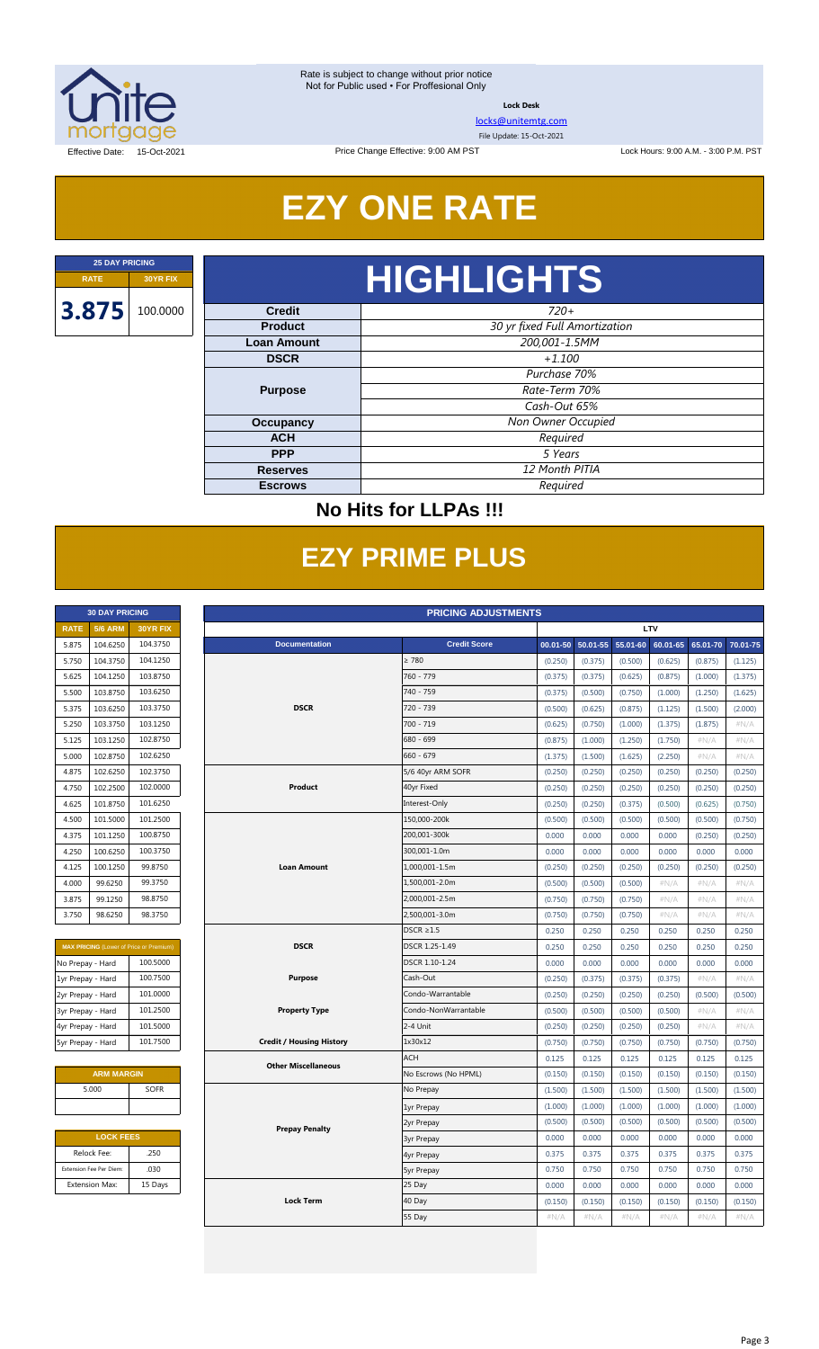Rate is subject to change without prior notice
Not for Public used • For Proffesional Only

**Lock Desk**

locks@unitemtg.com

File Update: 15-Oct-2021

Effective Date: 15-Oct-2021 | Price Change Effective: 9:00 AM PST | Lock Hours: 9:00 A.M. - 3:00 P.M. PST

# EZY ONE RATE

| 25 DAY PRICING | |
|---|---|
| RATE | 30YR FIX |
| 3.875 | 100.0000 |

# HIGHLIGHTS

| | |
|---|---|
| Credit | 720+ |
| Product | 30 yr fixed Full Amortization |
| Loan Amount | 200,001-1.5MM |
| DSCR | +1.100 |
| Purpose | Purchase 70% |
| | Rate-Term 70% |
| | Cash-Out 65% |
| Occupancy | Non Owner Occupied |
| ACH | Required |
| PPP | 5 Years |
| Reserves | 12 Month PITIA |
| Escrows | Required |

**No Hits for LLPAs !!!**

# EZY PRIME PLUS

| 30 DAY PRICING | | |
|---|---|---|
| RATE | 5/6 ARM | 30YR FIX |
| 5.875 | 104.6250 | 104.3750 |
| 5.750 | 104.3750 | 104.1250 |
| 5.625 | 104.1250 | 103.8750 |
| 5.500 | 103.8750 | 103.6250 |
| 5.375 | 103.6250 | 103.3750 |
| 5.250 | 103.3750 | 103.1250 |
| 5.125 | 103.1250 | 102.8750 |
| 5.000 | 102.8750 | 102.6250 |
| 4.875 | 102.6250 | 102.3750 |
| 4.750 | 102.2500 | 102.0000 |
| 4.625 | 101.8750 | 101.6250 |
| 4.500 | 101.5000 | 101.2500 |
| 4.375 | 101.1250 | 100.8750 |
| 4.250 | 100.6250 | 100.3750 |
| 4.125 | 100.1250 | 99.8750 |
| 4.000 | 99.6250 | 99.3750 |
| 3.875 | 99.1250 | 98.8750 |
| 3.750 | 98.6250 | 98.3750 |

| MAX PRICING (Lower of Price or Premium) | |
|---|---|
| No Prepay - Hard | 100.5000 |
| 1yr Prepay - Hard | 100.7500 |
| 2yr Prepay - Hard | 101.0000 |
| 3yr Prepay - Hard | 101.2500 |
| 4yr Prepay - Hard | 101.5000 |
| 5yr Prepay - Hard | 101.7500 |

| ARM MARGIN | |
|---|---|
| 5.000 | SOFR |

| LOCK FEES | |
|---|---|
| Relock Fee: | .250 |
| Extension Fee Per Diem: | .030 |
| Extension Max: | 15 Days |

| PRICING ADJUSTMENTS | | | | | | | |
|---|---|---|---|---|---|---|---|
| | | LTV | | | | | |
| Documentation | Credit Score | 00.01-50 | 50.01-55 | 55.01-60 | 60.01-65 | 65.01-70 | 70.01-75 |
| DSCR | ≥ 780 | (0.250) | (0.375) | (0.500) | (0.625) | (0.875) | (1.125) |
| | 760 - 779 | (0.375) | (0.375) | (0.625) | (0.875) | (1.000) | (1.375) |
| | 740 - 759 | (0.375) | (0.500) | (0.750) | (1.000) | (1.250) | (1.625) |
| | 720 - 739 | (0.500) | (0.625) | (0.875) | (1.125) | (1.500) | (2.000) |
| | 700 - 719 | (0.625) | (0.750) | (1.000) | (1.375) | (1.875) | #N/A |
| | 680 - 699 | (0.875) | (1.000) | (1.250) | (1.750) | #N/A | #N/A |
| | 660 - 679 | (1.375) | (1.500) | (1.625) | (2.250) | #N/A | #N/A |
| Product | 5/6 40yr ARM SOFR | (0.250) | (0.250) | (0.250) | (0.250) | (0.250) | (0.250) |
| | 40yr Fixed | (0.250) | (0.250) | (0.250) | (0.250) | (0.250) | (0.250) |
| | Interest-Only | (0.250) | (0.250) | (0.375) | (0.500) | (0.625) | (0.750) |
| Loan Amount | 150,000-200k | (0.500) | (0.500) | (0.500) | (0.500) | (0.500) | (0.750) |
| | 200,001-300k | 0.000 | 0.000 | 0.000 | 0.000 | (0.250) | (0.250) |
| | 300,001-1.0m | 0.000 | 0.000 | 0.000 | 0.000 | 0.000 | 0.000 |
| | 1,000,001-1.5m | (0.250) | (0.250) | (0.250) | (0.250) | (0.250) | (0.250) |
| | 1,500,001-2.0m | (0.500) | (0.500) | (0.500) | #N/A | #N/A | #N/A |
| | 2,000,001-2.5m | (0.750) | (0.750) | (0.750) | #N/A | #N/A | #N/A |
| | 2,500,001-3.0m | (0.750) | (0.750) | (0.750) | #N/A | #N/A | #N/A |
| DSCR | DSCR ≥1.5 | 0.250 | 0.250 | 0.250 | 0.250 | 0.250 | 0.250 |
| | DSCR 1.25-1.49 | 0.250 | 0.250 | 0.250 | 0.250 | 0.250 | 0.250 |
| | DSCR 1.10-1.24 | 0.000 | 0.000 | 0.000 | 0.000 | 0.000 | 0.000 |
| Purpose | Cash-Out | (0.250) | (0.375) | (0.375) | (0.375) | #N/A | #N/A |
| Property Type | Condo-Warrantable | (0.250) | (0.250) | (0.250) | (0.250) | (0.500) | (0.500) |
| | Condo-NonWarrantable | (0.500) | (0.500) | (0.500) | (0.500) | #N/A | #N/A |
| | 2-4 Unit | (0.250) | (0.250) | (0.250) | (0.250) | #N/A | #N/A |
| Credit / Housing History | 1x30x12 | (0.750) | (0.750) | (0.750) | (0.750) | (0.750) | (0.750) |
| Other Miscellaneous | ACH | 0.125 | 0.125 | 0.125 | 0.125 | 0.125 | 0.125 |
| | No Escrows (No HPML) | (0.150) | (0.150) | (0.150) | (0.150) | (0.150) | (0.150) |
| Prepay Penalty | No Prepay | (1.500) | (1.500) | (1.500) | (1.500) | (1.500) | (1.500) |
| | 1yr Prepay | (1.000) | (1.000) | (1.000) | (1.000) | (1.000) | (1.000) |
| | 2yr Prepay | (0.500) | (0.500) | (0.500) | (0.500) | (0.500) | (0.500) |
| | 3yr Prepay | 0.000 | 0.000 | 0.000 | 0.000 | 0.000 | 0.000 |
| | 4yr Prepay | 0.375 | 0.375 | 0.375 | 0.375 | 0.375 | 0.375 |
| | 5yr Prepay | 0.750 | 0.750 | 0.750 | 0.750 | 0.750 | 0.750 |
| Lock Term | 25 Day | 0.000 | 0.000 | 0.000 | 0.000 | 0.000 | 0.000 |
| | 40 Day | (0.150) | (0.150) | (0.150) | (0.150) | (0.150) | (0.150) |
| | 55 Day | #N/A | #N/A | #N/A | #N/A | #N/A | #N/A |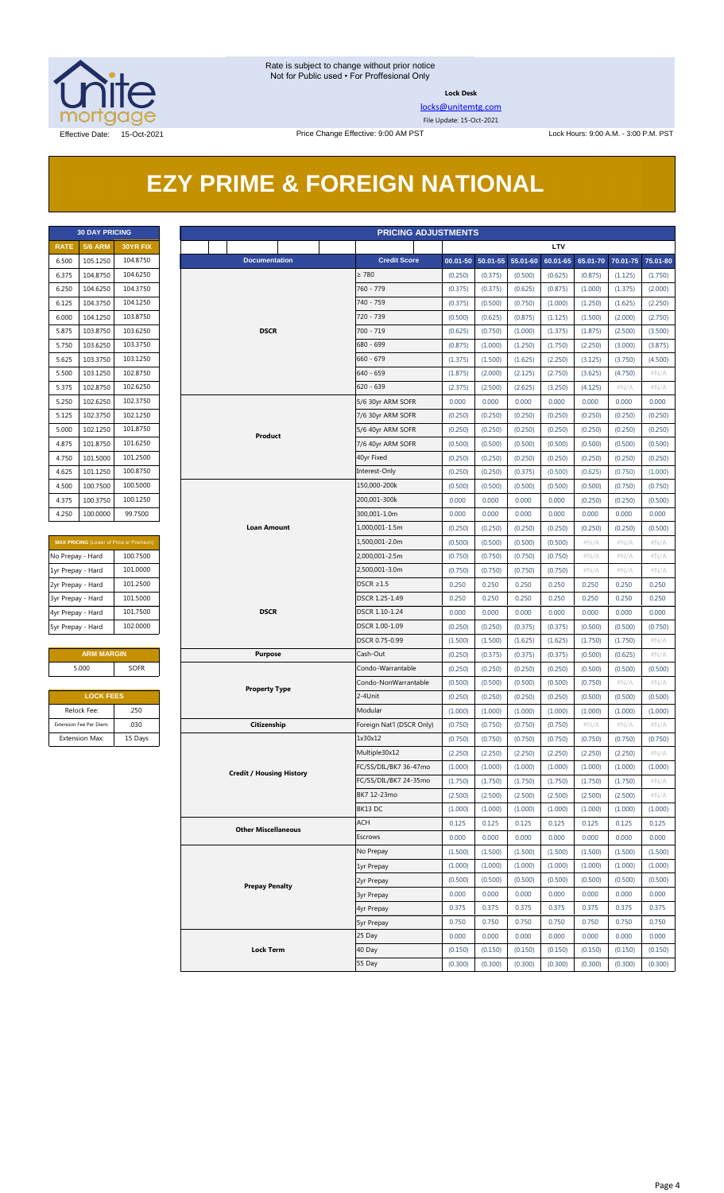Rate is subject to change without prior notice
Not for Public used • For Proffesional Only

**Lock Desk**

locks@unitemtg.com

File Update: 15-Oct-2021

Effective Date: 15-Oct-2021 — Price Change Effective: 9:00 AM PST — Lock Hours: 9:00 A.M. - 3:00 P.M. PST

# EZY PRIME & FOREIGN NATIONAL

| 30 DAY PRICING | | |
|---|---|---|
| RATE | 5/6 ARM | 30YR FIX |
| 6.500 | 105.1250 | 104.8750 |
| 6.375 | 104.8750 | 104.6250 |
| 6.250 | 104.6250 | 104.3750 |
| 6.125 | 104.3750 | 104.1250 |
| 6.000 | 104.1250 | 103.8750 |
| 5.875 | 103.8750 | 103.6250 |
| 5.750 | 103.6250 | 103.3750 |
| 5.625 | 103.3750 | 103.1250 |
| 5.500 | 103.1250 | 102.8750 |
| 5.375 | 102.8750 | 102.6250 |
| 5.250 | 102.6250 | 102.3750 |
| 5.125 | 102.3750 | 102.1250 |
| 5.000 | 102.1250 | 101.8750 |
| 4.875 | 101.8750 | 101.6250 |
| 4.750 | 101.5000 | 101.2500 |
| 4.625 | 101.1250 | 100.8750 |
| 4.500 | 100.7500 | 100.5000 |
| 4.375 | 100.3750 | 100.1250 |
| 4.250 | 100.0000 | 99.7500 |

| MAX PRICING (Lower of Price or Premium) | |
|---|---|
| No Prepay - Hard | 100.7500 |
| 1yr Prepay - Hard | 101.0000 |
| 2yr Prepay - Hard | 101.2500 |
| 3yr Prepay - Hard | 101.5000 |
| 4yr Prepay - Hard | 101.7500 |
| 5yr Prepay - Hard | 102.0000 |

| ARM MARGIN | |
|---|---|
| 5.000 | SOFR |

| LOCK FEES | |
|---|---|
| Relock Fee: | .250 |
| Extension Fee Per Diem: | .030 |
| Extension Max: | 15 Days |

| PRICING ADJUSTMENTS | | | | | | | | |
|---|---|---|---|---|---|---|---|---|
| | | LTV | | | | | | |
| Documentation | Credit Score | 00.01-50 | 50.01-55 | 55.01-60 | 60.01-65 | 65.01-70 | 70.01-75 | 75.01-80 |
| DSCR | ≥ 780 | (0.250) | (0.375) | (0.500) | (0.625) | (0.875) | (1.125) | (1.750) |
| | 760 - 779 | (0.375) | (0.375) | (0.625) | (0.875) | (1.000) | (1.375) | (2.000) |
| | 740 - 759 | (0.375) | (0.500) | (0.750) | (1.000) | (1.250) | (1.625) | (2.250) |
| | 720 - 739 | (0.500) | (0.625) | (0.875) | (1.125) | (1.500) | (2.000) | (2.750) |
| | 700 - 719 | (0.625) | (0.750) | (1.000) | (1.375) | (1.875) | (2.500) | (3.500) |
| | 680 - 699 | (0.875) | (1.000) | (1.250) | (1.750) | (2.250) | (3.000) | (3.875) |
| | 660 - 679 | (1.375) | (1.500) | (1.625) | (2.250) | (3.125) | (3.750) | (4.500) |
| | 640 - 659 | (1.875) | (2.000) | (2.125) | (2.750) | (3.625) | (4.750) | #N/A |
| | 620 - 639 | (2.375) | (2.500) | (2.625) | (3.250) | (4.125) | #N/A | #N/A |
| Product | 5/6 30yr ARM SOFR | 0.000 | 0.000 | 0.000 | 0.000 | 0.000 | 0.000 | 0.000 |
| | 7/6 30yr ARM SOFR | (0.250) | (0.250) | (0.250) | (0.250) | (0.250) | (0.250) | (0.250) |
| | 5/6 40yr ARM SOFR | (0.250) | (0.250) | (0.250) | (0.250) | (0.250) | (0.250) | (0.250) |
| | 7/6 40yr ARM SOFR | (0.500) | (0.500) | (0.500) | (0.500) | (0.500) | (0.500) | (0.500) |
| | 40yr Fixed | (0.250) | (0.250) | (0.250) | (0.250) | (0.250) | (0.250) | (0.250) |
| | Interest-Only | (0.250) | (0.250) | (0.375) | (0.500) | (0.625) | (0.750) | (1.000) |
| Loan Amount | 150,000-200k | (0.500) | (0.500) | (0.500) | (0.500) | (0.500) | (0.750) | (0.750) |
| | 200,001-300k | 0.000 | 0.000 | 0.000 | 0.000 | (0.250) | (0.250) | (0.500) |
| | 300,001-1.0m | 0.000 | 0.000 | 0.000 | 0.000 | 0.000 | 0.000 | 0.000 |
| | 1,000,001-1.5m | (0.250) | (0.250) | (0.250) | (0.250) | (0.250) | (0.250) | (0.500) |
| | 1,500,001-2.0m | (0.500) | (0.500) | (0.500) | (0.500) | #N/A | #N/A | #N/A |
| | 2,000,001-2.5m | (0.750) | (0.750) | (0.750) | (0.750) | #N/A | #N/A | #N/A |
| | 2,500,001-3.0m | (0.750) | (0.750) | (0.750) | (0.750) | #N/A | #N/A | #N/A |
| DSCR | DSCR ≥1.5 | 0.250 | 0.250 | 0.250 | 0.250 | 0.250 | 0.250 | 0.250 |
| | DSCR 1.25-1.49 | 0.250 | 0.250 | 0.250 | 0.250 | 0.250 | 0.250 | 0.250 |
| | DSCR 1.10-1.24 | 0.000 | 0.000 | 0.000 | 0.000 | 0.000 | 0.000 | 0.000 |
| | DSCR 1.00-1.09 | (0.250) | (0.250) | (0.375) | (0.375) | (0.500) | (0.500) | (0.750) |
| | DSCR 0.75-0.99 | (1.500) | (1.500) | (1.625) | (1.625) | (1.750) | (1.750) | #N/A |
| Purpose | Cash-Out | (0.250) | (0.375) | (0.375) | (0.375) | (0.500) | (0.625) | #N/A |
| Property Type | Condo-Warrantable | (0.250) | (0.250) | (0.250) | (0.250) | (0.500) | (0.500) | (0.500) |
| | Condo-NonWarrantable | (0.500) | (0.500) | (0.500) | (0.500) | (0.750) | #N/A | #N/A |
| | 2-4Unit | (0.250) | (0.250) | (0.250) | (0.250) | (0.500) | (0.500) | (0.500) |
| | Modular | (1.000) | (1.000) | (1.000) | (1.000) | (1.000) | (1.000) | (1.000) |
| Citizenship | Foreign Nat'l (DSCR Only) | (0.750) | (0.750) | (0.750) | (0.750) | #N/A | #N/A | #N/A |
| Credit / Housing History | 1x30x12 | (0.750) | (0.750) | (0.750) | (0.750) | (0.750) | (0.750) | (0.750) |
| | Multiple30x12 | (2.250) | (2.250) | (2.250) | (2.250) | (2.250) | (2.250) | #N/A |
| | FC/SS/DIL/BK7 36-47mo | (1.000) | (1.000) | (1.000) | (1.000) | (1.000) | (1.000) | (1.000) |
| | FC/SS/DIL/BK7 24-35mo | (1.750) | (1.750) | (1.750) | (1.750) | (1.750) | (1.750) | #N/A |
| | BK7 12-23mo | (2.500) | (2.500) | (2.500) | (2.500) | (2.500) | (2.500) | #N/A |
| | BK13 DC | (1.000) | (1.000) | (1.000) | (1.000) | (1.000) | (1.000) | (1.000) |
| Other Miscellaneous | ACH | 0.125 | 0.125 | 0.125 | 0.125 | 0.125 | 0.125 | 0.125 |
| | Escrows | 0.000 | 0.000 | 0.000 | 0.000 | 0.000 | 0.000 | 0.000 |
| Prepay Penalty | No Prepay | (1.500) | (1.500) | (1.500) | (1.500) | (1.500) | (1.500) | (1.500) |
| | 1yr Prepay | (1.000) | (1.000) | (1.000) | (1.000) | (1.000) | (1.000) | (1.000) |
| | 2yr Prepay | (0.500) | (0.500) | (0.500) | (0.500) | (0.500) | (0.500) | (0.500) |
| | 3yr Prepay | 0.000 | 0.000 | 0.000 | 0.000 | 0.000 | 0.000 | 0.000 |
| | 4yr Prepay | 0.375 | 0.375 | 0.375 | 0.375 | 0.375 | 0.375 | 0.375 |
| | 5yr Prepay | 0.750 | 0.750 | 0.750 | 0.750 | 0.750 | 0.750 | 0.750 |
| Lock Term | 25 Day | 0.000 | 0.000 | 0.000 | 0.000 | 0.000 | 0.000 | 0.000 |
| | 40 Day | (0.150) | (0.150) | (0.150) | (0.150) | (0.150) | (0.150) | (0.150) |
| | 55 Day | (0.300) | (0.300) | (0.300) | (0.300) | (0.300) | (0.300) | (0.300) |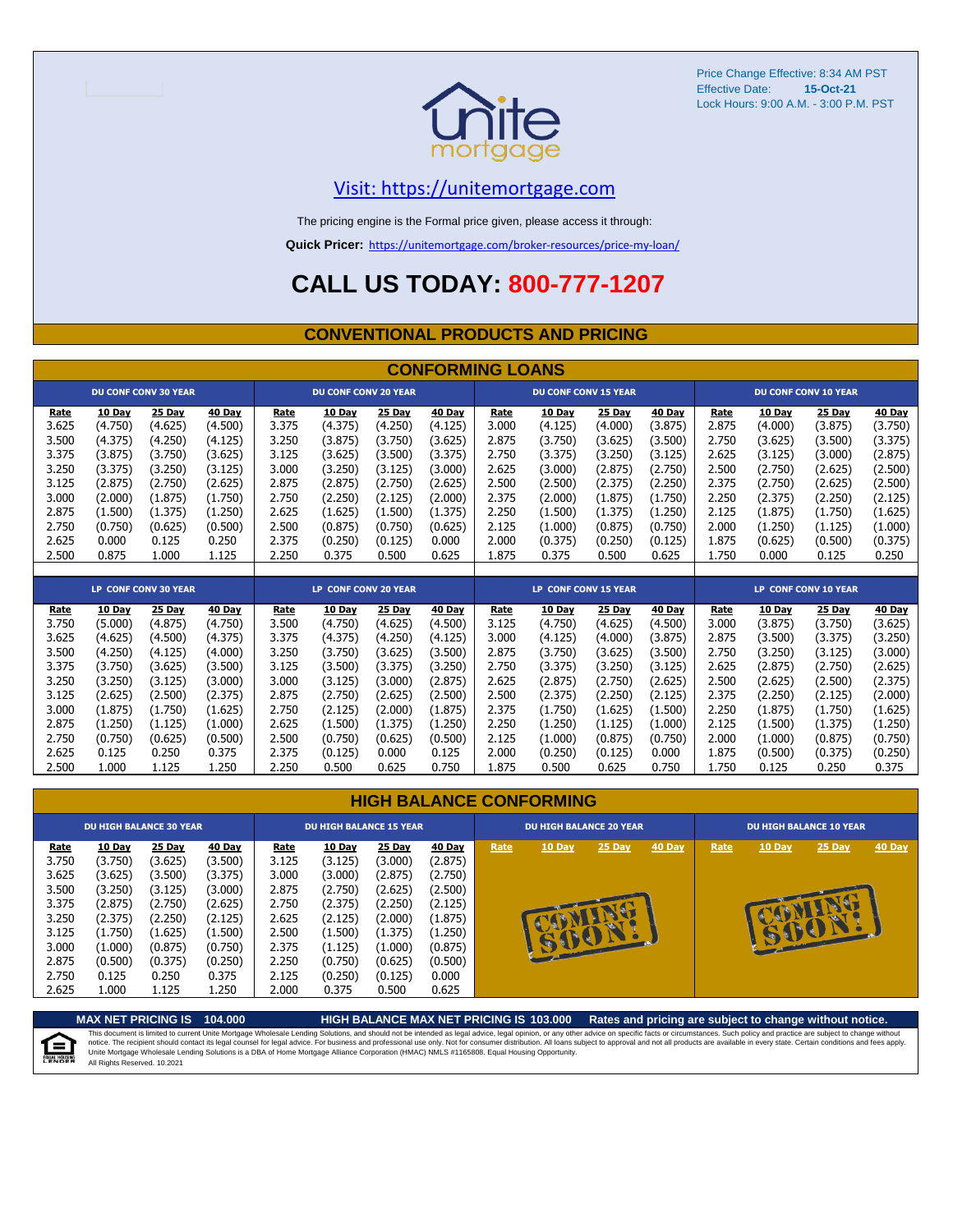Price Change Effective: 8:34 AM PST
Effective Date: **15-Oct-21**
Lock Hours: 9:00 A.M. - 3:00 P.M. PST

Visit: https://unitemortgage.com

The pricing engine is the Formal price given, please access it through:

**Quick Pricer:** https://unitemortgage.com/broker-resources/price-my-loan/

# CALL US TODAY: 800-777-1207

## CONVENTIONAL PRODUCTS AND PRICING

### CONFORMING LOANS

| DU CONF CONV 30 YEAR | | | | DU CONF CONV 20 YEAR | | | | DU CONF CONV 15 YEAR | | | | DU CONF CONV 10 YEAR | | | |
|---|---|---|---|---|---|---|---|---|---|---|---|---|---|---|---|
| Rate | 10 Day | 25 Day | 40 Day | Rate | 10 Day | 25 Day | 40 Day | Rate | 10 Day | 25 Day | 40 Day | Rate | 10 Day | 25 Day | 40 Day |
| 3.625 | (4.750) | (4.625) | (4.500) | 3.375 | (4.375) | (4.250) | (4.125) | 3.000 | (4.125) | (4.000) | (3.875) | 2.875 | (4.000) | (3.875) | (3.750) |
| 3.500 | (4.375) | (4.250) | (4.125) | 3.250 | (3.875) | (3.750) | (3.625) | 2.875 | (3.750) | (3.625) | (3.500) | 2.750 | (3.625) | (3.500) | (3.375) |
| 3.375 | (3.875) | (3.750) | (3.625) | 3.125 | (3.625) | (3.500) | (3.375) | 2.750 | (3.375) | (3.250) | (3.125) | 2.625 | (3.125) | (3.000) | (2.875) |
| 3.250 | (3.375) | (3.250) | (3.125) | 3.000 | (3.250) | (3.125) | (3.000) | 2.625 | (3.000) | (2.875) | (2.750) | 2.500 | (2.750) | (2.625) | (2.500) |
| 3.125 | (2.875) | (2.750) | (2.625) | 2.875 | (2.875) | (2.750) | (2.625) | 2.500 | (2.500) | (2.375) | (2.250) | 2.375 | (2.750) | (2.625) | (2.500) |
| 3.000 | (2.000) | (1.875) | (1.750) | 2.750 | (2.250) | (2.125) | (2.000) | 2.375 | (2.000) | (1.875) | (1.750) | 2.250 | (2.375) | (2.250) | (2.125) |
| 2.875 | (1.500) | (1.375) | (1.250) | 2.625 | (1.625) | (1.500) | (1.375) | 2.250 | (1.500) | (1.375) | (1.250) | 2.125 | (1.875) | (1.750) | (1.625) |
| 2.750 | (0.750) | (0.625) | (0.500) | 2.500 | (0.875) | (0.750) | (0.625) | 2.125 | (1.000) | (0.875) | (0.750) | 2.000 | (1.250) | (1.125) | (1.000) |
| 2.625 | 0.000 | 0.125 | 0.250 | 2.375 | (0.250) | (0.125) | 0.000 | 2.000 | (0.375) | (0.250) | (0.125) | 1.875 | (0.625) | (0.500) | (0.375) |
| 2.500 | 0.875 | 1.000 | 1.125 | 2.250 | 0.375 | 0.500 | 0.625 | 1.875 | 0.375 | 0.500 | 0.625 | 1.750 | 0.000 | 0.125 | 0.250 |

| LP CONF CONV 30 YEAR | | | | LP CONF CONV 20 YEAR | | | | LP CONF CONV 15 YEAR | | | | LP CONF CONV 10 YEAR | | | |
|---|---|---|---|---|---|---|---|---|---|---|---|---|---|---|---|
| Rate | 10 Day | 25 Day | 40 Day | Rate | 10 Day | 25 Day | 40 Day | Rate | 10 Day | 25 Day | 40 Day | Rate | 10 Day | 25 Day | 40 Day |
| 3.750 | (5.000) | (4.875) | (4.750) | 3.500 | (4.750) | (4.625) | (4.500) | 3.125 | (4.750) | (4.625) | (4.500) | 3.000 | (3.875) | (3.750) | (3.625) |
| 3.625 | (4.625) | (4.500) | (4.375) | 3.375 | (4.375) | (4.250) | (4.125) | 3.000 | (4.125) | (4.000) | (3.875) | 2.875 | (3.500) | (3.375) | (3.250) |
| 3.500 | (4.250) | (4.125) | (4.000) | 3.250 | (3.750) | (3.625) | (3.500) | 2.875 | (3.750) | (3.625) | (3.500) | 2.750 | (3.250) | (3.125) | (3.000) |
| 3.375 | (3.750) | (3.625) | (3.500) | 3.125 | (3.500) | (3.375) | (3.250) | 2.750 | (3.375) | (3.250) | (3.125) | 2.625 | (2.875) | (2.750) | (2.625) |
| 3.250 | (3.250) | (3.125) | (3.000) | 3.000 | (3.125) | (3.000) | (2.875) | 2.625 | (2.875) | (2.750) | (2.625) | 2.500 | (2.625) | (2.500) | (2.375) |
| 3.125 | (2.625) | (2.500) | (2.375) | 2.875 | (2.750) | (2.625) | (2.500) | 2.500 | (2.375) | (2.250) | (2.125) | 2.375 | (2.250) | (2.125) | (2.000) |
| 3.000 | (1.875) | (1.750) | (1.625) | 2.750 | (2.125) | (2.000) | (1.875) | 2.375 | (1.750) | (1.625) | (1.500) | 2.250 | (1.875) | (1.750) | (1.625) |
| 2.875 | (1.250) | (1.125) | (1.000) | 2.625 | (1.500) | (1.375) | (1.250) | 2.250 | (1.250) | (1.125) | (1.000) | 2.125 | (1.500) | (1.375) | (1.250) |
| 2.750 | (0.750) | (0.625) | (0.500) | 2.500 | (0.750) | (0.625) | (0.500) | 2.125 | (1.000) | (0.875) | (0.750) | 2.000 | (1.000) | (0.875) | (0.750) |
| 2.625 | 0.125 | 0.250 | 0.375 | 2.375 | (0.125) | 0.000 | 0.125 | 2.000 | (0.250) | (0.125) | 0.000 | 1.875 | (0.500) | (0.375) | (0.250) |
| 2.500 | 1.000 | 1.125 | 1.250 | 2.250 | 0.500 | 0.625 | 0.750 | 1.875 | 0.500 | 0.625 | 0.750 | 1.750 | 0.125 | 0.250 | 0.375 |

### HIGH BALANCE CONFORMING

| DU HIGH BALANCE 30 YEAR | | | | DU HIGH BALANCE 15 YEAR | | | | DU HIGH BALANCE 20 YEAR | | | | DU HIGH BALANCE 10 YEAR | | | |
|---|---|---|---|---|---|---|---|---|---|---|---|---|---|---|---|
| Rate | 10 Day | 25 Day | 40 Day | Rate | 10 Day | 25 Day | 40 Day | Rate | 10 Day | 25 Day | 40 Day | Rate | 10 Day | 25 Day | 40 Day |
| 3.750 | (3.750) | (3.625) | (3.500) | 3.125 | (3.125) | (3.000) | (2.875) | COMING SOON! | | | | COMING SOON! | | | |
| 3.625 | (3.625) | (3.500) | (3.375) | 3.000 | (3.000) | (2.875) | (2.750) | | | | | | | | |
| 3.500 | (3.250) | (3.125) | (3.000) | 2.875 | (2.750) | (2.625) | (2.500) | | | | | | | | |
| 3.375 | (2.875) | (2.750) | (2.625) | 2.750 | (2.375) | (2.250) | (2.125) | | | | | | | | |
| 3.250 | (2.375) | (2.250) | (2.125) | 2.625 | (2.125) | (2.000) | (1.875) | | | | | | | | |
| 3.125 | (1.750) | (1.625) | (1.500) | 2.500 | (1.500) | (1.375) | (1.250) | | | | | | | | |
| 3.000 | (1.000) | (0.875) | (0.750) | 2.375 | (1.125) | (1.000) | (0.875) | | | | | | | | |
| 2.875 | (0.500) | (0.375) | (0.250) | 2.250 | (0.750) | (0.625) | (0.500) | | | | | | | | |
| 2.750 | 0.125 | 0.250 | 0.375 | 2.125 | (0.250) | (0.125) | 0.000 | | | | | | | | |
| 2.625 | 1.000 | 1.125 | 1.250 | 2.000 | 0.375 | 0.500 | 0.625 | | | | | | | | |

**MAX NET PRICING IS 104.000** **HIGH BALANCE MAX NET PRICING IS 103.000** **Rates and pricing are subject to change without notice.**

This document is limited to current Unite Mortgage Wholesale Lending Solutions, and should not be intended as legal advice, legal opinion, or any other advice on specific facts or circumstances. Such policy and practice are subject to change without notice. The recipient should contact its legal counsel for legal advice. For business and professional use only. Not for consumer distribution. All loans subject to approval and not all products are available in every state. Certain conditions and fees apply. Unite Mortgage Wholesale Lending Solutions is a DBA of Home Mortgage Alliance Corporation (HMAC) NMLS #1165808. Equal Housing Opportunity. All Rights Reserved. 10.2021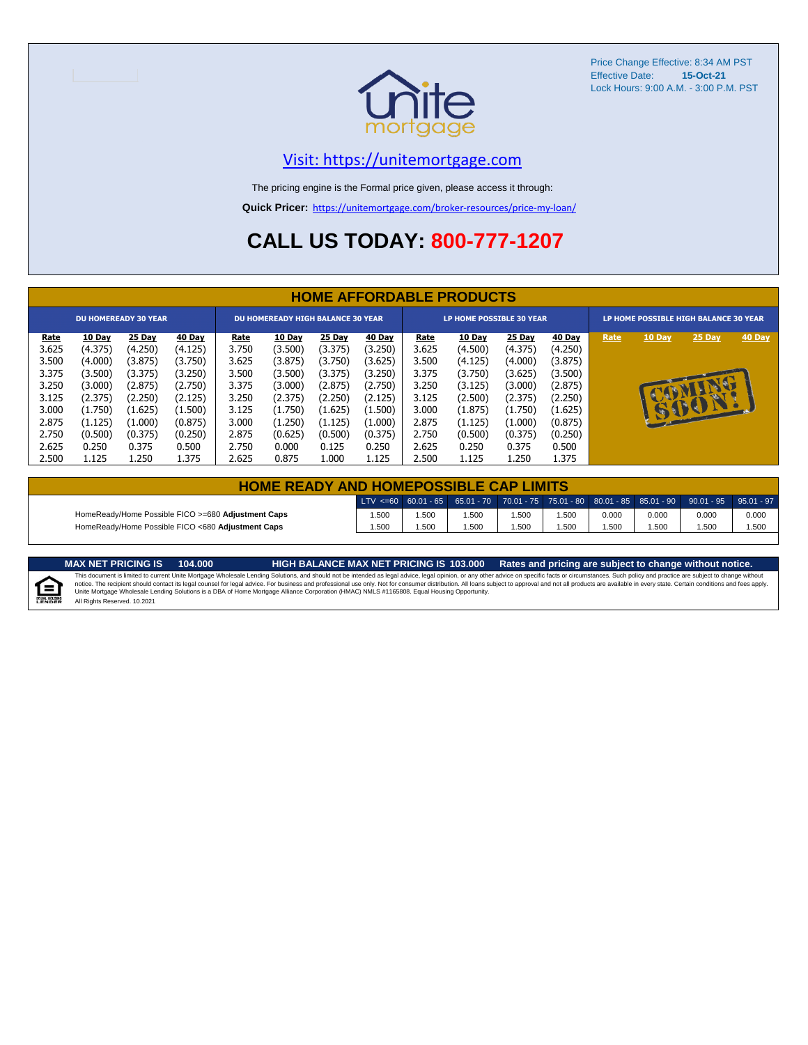Price Change Effective: 8:34 AM PST
Effective Date: **15-Oct-21**
Lock Hours: 9:00 A.M. - 3:00 P.M. PST

unite mortgage

[Visit: https://unitemortgage.com](https://unitemortgage.com)

The pricing engine is the Formal price given, please access it through:

**Quick Pricer:** https://unitemortgage.com/broker-resources/price-my-loan/

## CALL US TODAY: 800-777-1207

## HOME AFFORDABLE PRODUCTS

| DU HOMEREADY 30 YEAR | | | | DU HOMEREADY HIGH BALANCE 30 YEAR | | | | LP HOME POSSIBLE 30 YEAR | | | | LP HOME POSSIBLE HIGH BALANCE 30 YEAR | | | |
|---|---|---|---|---|---|---|---|---|---|---|---|---|---|---|---|
| Rate | 10 Day | 25 Day | 40 Day | Rate | 10 Day | 25 Day | 40 Day | Rate | 10 Day | 25 Day | 40 Day | Rate | 10 Day | 25 Day | 40 Day |
| 3.625 | (4.375) | (4.250) | (4.125) | 3.750 | (3.500) | (3.375) | (3.250) | 3.625 | (4.500) | (4.375) | (4.250) | COMING SOON! | | | |
| 3.500 | (4.000) | (3.875) | (3.750) | 3.625 | (3.875) | (3.750) | (3.625) | 3.500 | (4.125) | (4.000) | (3.875) | | | | |
| 3.375 | (3.500) | (3.375) | (3.250) | 3.500 | (3.500) | (3.375) | (3.250) | 3.375 | (3.750) | (3.625) | (3.500) | | | | |
| 3.250 | (3.000) | (2.875) | (2.750) | 3.375 | (3.000) | (2.875) | (2.750) | 3.250 | (3.125) | (3.000) | (2.875) | | | | |
| 3.125 | (2.375) | (2.250) | (2.125) | 3.250 | (2.375) | (2.250) | (2.125) | 3.125 | (2.500) | (2.375) | (2.250) | | | | |
| 3.000 | (1.750) | (1.625) | (1.500) | 3.125 | (1.750) | (1.625) | (1.500) | 3.000 | (1.875) | (1.750) | (1.625) | | | | |
| 2.875 | (1.125) | (1.000) | (0.875) | 3.000 | (1.250) | (1.125) | (1.000) | 2.875 | (1.125) | (1.000) | (0.875) | | | | |
| 2.750 | (0.500) | (0.375) | (0.250) | 2.875 | (0.625) | (0.500) | (0.375) | 2.750 | (0.500) | (0.375) | (0.250) | | | | |
| 2.625 | 0.250 | 0.375 | 0.500 | 2.750 | 0.000 | 0.125 | 0.250 | 2.625 | 0.250 | 0.375 | 0.500 | | | | |
| 2.500 | 1.125 | 1.250 | 1.375 | 2.625 | 0.875 | 1.000 | 1.125 | 2.500 | 1.125 | 1.250 | 1.375 | | | | |

## HOME READY AND HOMEPOSSIBLE CAP LIMITS

| | LTV <=60 | 60.01 - 65 | 65.01 - 70 | 70.01 - 75 | 75.01 - 80 | 80.01 - 85 | 85.01 - 90 | 90.01 - 95 | 95.01 - 97 |
|---|---|---|---|---|---|---|---|---|---|
| HomeReady/Home Possible FICO >=680 **Adjustment Caps** | 1.500 | 1.500 | 1.500 | 1.500 | 1.500 | 0.000 | 0.000 | 0.000 | 0.000 |
| HomeReady/Home Possible FICO <680 **Adjustment Caps** | 1.500 | 1.500 | 1.500 | 1.500 | 1.500 | 1.500 | 1.500 | 1.500 | 1.500 |

**MAX NET PRICING IS 104.000** | **HIGH BALANCE MAX NET PRICING IS 103.000** | **Rates and pricing are subject to change without notice.**

This document is limited to current Unite Mortgage Wholesale Lending Solutions, and should not be intended as legal advice, legal opinion, or any other advice on specific facts or circumstances. Such policy and practice are subject to change without notice. The recipient should contact its legal counsel for legal advice. For business and professional use only. Not for consumer distribution. All loans subject to approval and not all products are available in every state. Certain conditions and fees apply. Unite Mortgage Wholesale Lending Solutions is a DBA of Home Mortgage Alliance Corporation (HMAC) NMLS #1165808. Equal Housing Opportunity.
All Rights Reserved. 10.2021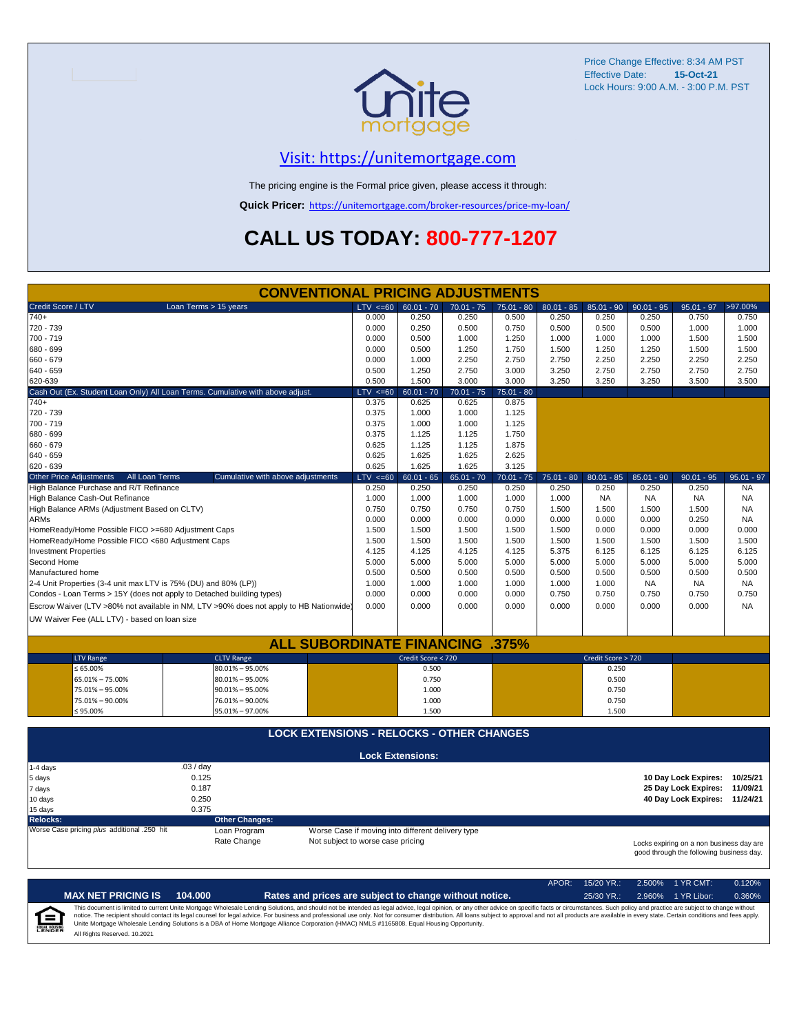Price Change Effective: 8:34 AM PST
Effective Date: **15-Oct-21**
Lock Hours: 9:00 A.M. - 3:00 P.M. PST

## Visit: https://unitemortgage.com

The pricing engine is the Formal price given, please access it through:

**Quick Pricer:** https://unitemortgage.com/broker-resources/price-my-loan/

# CALL US TODAY: 800-777-1207

## CONVENTIONAL PRICING ADJUSTMENTS

| Credit Score / LTV — Loan Terms > 15 years | LTV <=60 | 60.01 - 70 | 70.01 - 75 | 75.01 - 80 | 80.01 - 85 | 85.01 - 90 | 90.01 - 95 | 95.01 - 97 | >97.00% |
|---|---|---|---|---|---|---|---|---|---|
| 740+ | 0.000 | 0.250 | 0.250 | 0.500 | 0.250 | 0.250 | 0.250 | 0.750 | 0.750 |
| 720 - 739 | 0.000 | 0.250 | 0.500 | 0.750 | 0.500 | 0.500 | 0.500 | 1.000 | 1.000 |
| 700 - 719 | 0.000 | 0.500 | 1.000 | 1.250 | 1.000 | 1.000 | 1.000 | 1.500 | 1.500 |
| 680 - 699 | 0.000 | 0.500 | 1.250 | 1.750 | 1.500 | 1.250 | 1.250 | 1.500 | 1.500 |
| 660 - 679 | 0.000 | 1.000 | 2.250 | 2.750 | 2.750 | 2.250 | 2.250 | 2.250 | 2.250 |
| 640 - 659 | 0.500 | 1.250 | 2.750 | 3.000 | 3.250 | 2.750 | 2.750 | 2.750 | 2.750 |
| 620-639 | 0.500 | 1.500 | 3.000 | 3.000 | 3.250 | 3.250 | 3.250 | 3.500 | 3.500 |

| Cash Out (Ex. Student Loan Only) All Loan Terms. Cumulative with above adjust. | LTV <=60 | 60.01 - 70 | 70.01 - 75 | 75.01 - 80 |
|---|---|---|---|---|
| 740+ | 0.375 | 0.625 | 0.625 | 0.875 |
| 720 - 739 | 0.375 | 1.000 | 1.000 | 1.125 |
| 700 - 719 | 0.375 | 1.000 | 1.000 | 1.125 |
| 680 - 699 | 0.375 | 1.125 | 1.125 | 1.750 |
| 660 - 679 | 0.625 | 1.125 | 1.125 | 1.875 |
| 640 - 659 | 0.625 | 1.625 | 1.625 | 2.625 |
| 620 - 639 | 0.625 | 1.625 | 1.625 | 3.125 |

| Other Price Adjustments — All Loan Terms — Cumulative with above adjustments | LTV <=60 | 60.01 - 65 | 65.01 - 70 | 70.01 - 75 | 75.01 - 80 | 80.01 - 85 | 85.01 - 90 | 90.01 - 95 | 95.01 - 97 |
|---|---|---|---|---|---|---|---|---|---|
| High Balance Purchase and R/T Refinance | 0.250 | 0.250 | 0.250 | 0.250 | 0.250 | 0.250 | 0.250 | 0.250 | NA |
| High Balance Cash-Out Refinance | 1.000 | 1.000 | 1.000 | 1.000 | 1.000 | NA | NA | NA | NA |
| High Balance ARMs (Adjustment Based on CLTV) | 0.750 | 0.750 | 0.750 | 0.750 | 1.500 | 1.500 | 1.500 | 1.500 | NA |
| ARMs | 0.000 | 0.000 | 0.000 | 0.000 | 0.000 | 0.000 | 0.000 | 0.250 | NA |
| HomeReady/Home Possible FICO >=680 Adjustment Caps | 1.500 | 1.500 | 1.500 | 1.500 | 1.500 | 0.000 | 0.000 | 0.000 | 0.000 |
| HomeReady/Home Possible FICO <680 Adjustment Caps | 1.500 | 1.500 | 1.500 | 1.500 | 1.500 | 1.500 | 1.500 | 1.500 | 1.500 |
| Investment Properties | 4.125 | 4.125 | 4.125 | 4.125 | 5.375 | 6.125 | 6.125 | 6.125 | 6.125 |
| Second Home | 5.000 | 5.000 | 5.000 | 5.000 | 5.000 | 5.000 | 5.000 | 5.000 | 5.000 |
| Manufactured home | 0.500 | 0.500 | 0.500 | 0.500 | 0.500 | 0.500 | 0.500 | 0.500 | 0.500 |
| 2-4 Unit Properties (3-4 unit max LTV is 75% (DU) and 80% (LP)) | 1.000 | 1.000 | 1.000 | 1.000 | 1.000 | 1.000 | NA | NA | NA |
| Condos - Loan Terms > 15Y (does not apply to Detached building types) | 0.000 | 0.000 | 0.000 | 0.000 | 0.750 | 0.750 | 0.750 | 0.750 | 0.750 |
| Escrow Waiver (LTV >80% not available in NM, LTV >90% does not apply to HB Nationwide) | 0.000 | 0.000 | 0.000 | 0.000 | 0.000 | 0.000 | 0.000 | 0.000 | NA |
| UW Waiver Fee (ALL LTV) - based on loan size | | | | | | | | | |

## ALL SUBORDINATE FINANCING .375%

| LTV Range | CLTV Range | Credit Score < 720 | Credit Score > 720 |
|---|---|---|---|
| ≤ 65.00% | 80.01% – 95.00% | 0.500 | 0.250 |
| 65.01% – 75.00% | 80.01% – 95.00% | 0.750 | 0.500 |
| 75.01% – 95.00% | 90.01% – 95.00% | 1.000 | 0.750 |
| 75.01% – 90.00% | 76.01% – 90.00% | 1.000 | 0.750 |
| ≤ 95.00% | 95.01% – 97.00% | 1.500 | 1.500 |

## LOCK EXTENSIONS - RELOCKS - OTHER CHANGES

**Lock Extensions:**

| | |
|---|---|
| 1-4 days | .03 / day |
| 5 days | 0.125 |
| 7 days | 0.187 |
| 10 days | 0.250 |
| 15 days | 0.375 |

| | |
|---|---|
| **10 Day Lock Expires:** | **10/25/21** |
| **25 Day Lock Expires:** | **11/09/21** |
| **40 Day Lock Expires:** | **11/24/21** |

**Relocks:** Worse Case pricing *plus* additional .250 hit

**Other Changes:**

| | |
|---|---|
| Loan Program | Worse Case if moving into different delivery type |
| Rate Change | Not subject to worse case pricing |

Locks expiring on a non business day are good through the following business day.

| APOR: | 15/20 YR.: | 2.500% | 1 YR CMT: | 0.120% |
|---|---|---|---|---|
| | 25/30 YR.: | 2.960% | 1 YR Libor: | 0.360% |

**MAX NET PRICING IS 104.000** — **Rates and prices are subject to change without notice.**

This document is limited to current Unite Mortgage Wholesale Lending Solutions, and should not be intended as legal advice, legal opinion, or any other advice on specific facts or circumstances. Such policy and practice are subject to change without notice. The recipient should contact its legal counsel for legal advice. For business and professional use only. Not for consumer distribution. All loans subject to approval and not all products are available in every state. Certain conditions and fees apply. Unite Mortgage Wholesale Lending Solutions is a DBA of Home Mortgage Alliance Corporation (HMAC) NMLS #1165808. Equal Housing Opportunity.

All Rights Reserved. 10.2021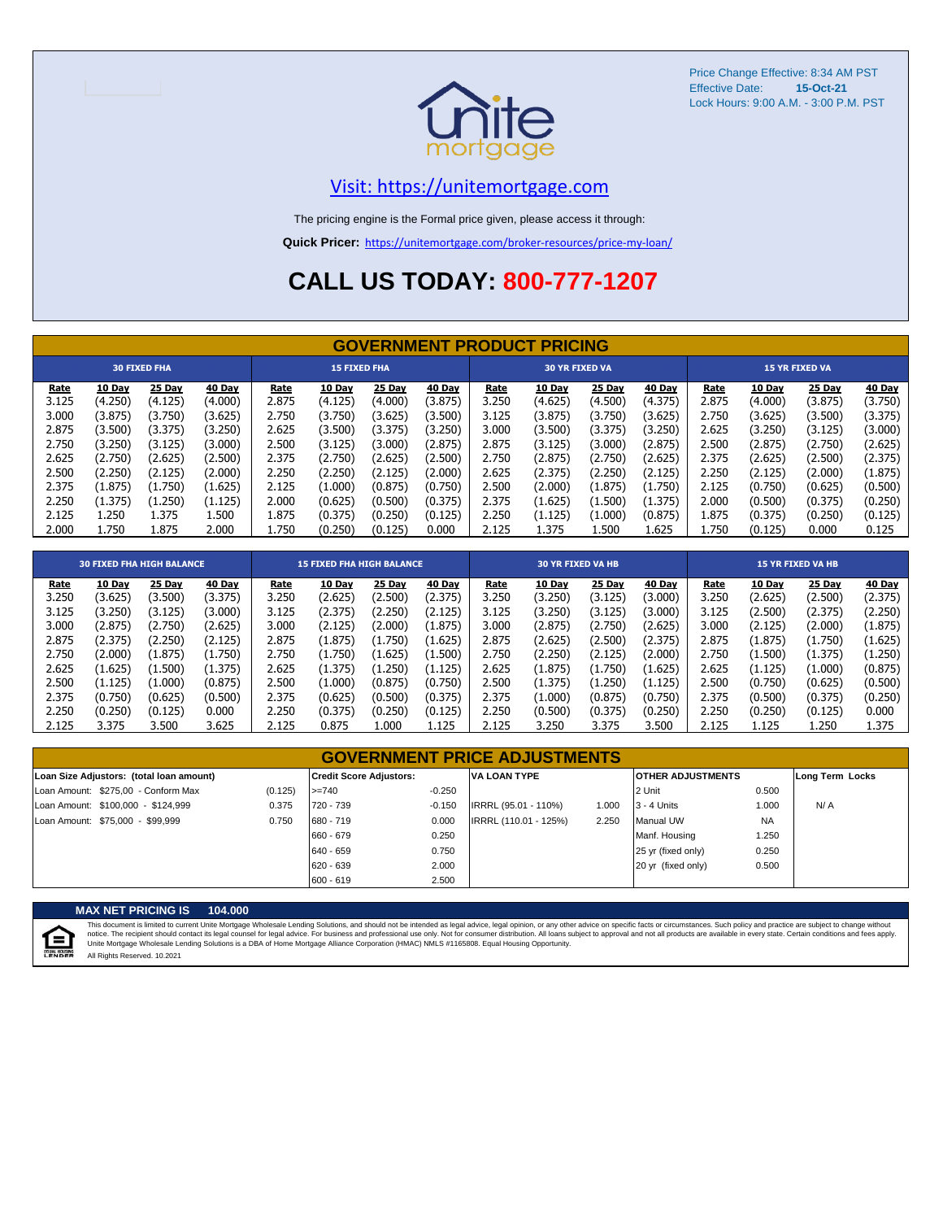Price Change Effective: 8:34 AM PST
Effective Date: **15-Oct-21**
Lock Hours: 9:00 A.M. - 3:00 P.M. PST

unite mortgage

Visit: https://unitemortgage.com

The pricing engine is the Formal price given, please access it through:

**Quick Pricer:** https://unitemortgage.com/broker-resources/price-my-loan/

# CALL US TODAY: 800-777-1207

## GOVERNMENT PRODUCT PRICING

| 30 FIXED FHA | | | | 15 FIXED FHA | | | | 30 YR FIXED VA | | | | 15 YR FIXED VA | | | |
|---|---|---|---|---|---|---|---|---|---|---|---|---|---|---|---|
| Rate | 10 Day | 25 Day | 40 Day | Rate | 10 Day | 25 Day | 40 Day | Rate | 10 Day | 25 Day | 40 Day | Rate | 10 Day | 25 Day | 40 Day |
| 3.125 | (4.250) | (4.125) | (4.000) | 2.875 | (4.125) | (4.000) | (3.875) | 3.250 | (4.625) | (4.500) | (4.375) | 2.875 | (4.000) | (3.875) | (3.750) |
| 3.000 | (3.875) | (3.750) | (3.625) | 2.750 | (3.750) | (3.625) | (3.500) | 3.125 | (3.875) | (3.750) | (3.625) | 2.750 | (3.625) | (3.500) | (3.375) |
| 2.875 | (3.500) | (3.375) | (3.250) | 2.625 | (3.500) | (3.375) | (3.250) | 3.000 | (3.500) | (3.375) | (3.250) | 2.625 | (3.250) | (3.125) | (3.000) |
| 2.750 | (3.250) | (3.125) | (3.000) | 2.500 | (3.125) | (3.000) | (2.875) | 2.875 | (3.125) | (3.000) | (2.875) | 2.500 | (2.875) | (2.750) | (2.625) |
| 2.625 | (2.750) | (2.625) | (2.500) | 2.375 | (2.750) | (2.625) | (2.500) | 2.750 | (2.875) | (2.750) | (2.625) | 2.375 | (2.625) | (2.500) | (2.375) |
| 2.500 | (2.250) | (2.125) | (2.000) | 2.250 | (2.250) | (2.125) | (2.000) | 2.625 | (2.375) | (2.250) | (2.125) | 2.250 | (2.125) | (2.000) | (1.875) |
| 2.375 | (1.875) | (1.750) | (1.625) | 2.125 | (1.000) | (0.875) | (0.750) | 2.500 | (2.000) | (1.875) | (1.750) | 2.125 | (0.750) | (0.625) | (0.500) |
| 2.250 | (1.375) | (1.250) | (1.125) | 2.000 | (0.625) | (0.500) | (0.375) | 2.375 | (1.625) | (1.500) | (1.375) | 2.000 | (0.500) | (0.375) | (0.250) |
| 2.125 | 1.250 | 1.375 | 1.500 | 1.875 | (0.375) | (0.250) | (0.125) | 2.250 | (1.125) | (1.000) | (0.875) | 1.875 | (0.375) | (0.250) | (0.125) |
| 2.000 | 1.750 | 1.875 | 2.000 | 1.750 | (0.250) | (0.125) | 0.000 | 2.125 | 1.375 | 1.500 | 1.625 | 1.750 | (0.125) | 0.000 | 0.125 |

| 30 FIXED FHA HIGH BALANCE | | | | 15 FIXED FHA HIGH BALANCE | | | | 30 YR FIXED VA HB | | | | 15 YR FIXED VA HB | | | |
|---|---|---|---|---|---|---|---|---|---|---|---|---|---|---|---|
| Rate | 10 Day | 25 Day | 40 Day | Rate | 10 Day | 25 Day | 40 Day | Rate | 10 Day | 25 Day | 40 Day | Rate | 10 Day | 25 Day | 40 Day |
| 3.250 | (3.625) | (3.500) | (3.375) | 3.250 | (2.625) | (2.500) | (2.375) | 3.250 | (3.250) | (3.125) | (3.000) | 3.250 | (2.625) | (2.500) | (2.375) |
| 3.125 | (3.250) | (3.125) | (3.000) | 3.125 | (2.375) | (2.250) | (2.125) | 3.125 | (3.250) | (3.125) | (3.000) | 3.125 | (2.500) | (2.375) | (2.250) |
| 3.000 | (2.875) | (2.750) | (2.625) | 3.000 | (2.125) | (2.000) | (1.875) | 3.000 | (2.875) | (2.750) | (2.625) | 3.000 | (2.125) | (2.000) | (1.875) |
| 2.875 | (2.375) | (2.250) | (2.125) | 2.875 | (1.875) | (1.750) | (1.625) | 2.875 | (2.625) | (2.500) | (2.375) | 2.875 | (1.875) | (1.750) | (1.625) |
| 2.750 | (2.000) | (1.875) | (1.750) | 2.750 | (1.750) | (1.625) | (1.500) | 2.750 | (2.250) | (2.125) | (2.000) | 2.750 | (1.500) | (1.375) | (1.250) |
| 2.625 | (1.625) | (1.500) | (1.375) | 2.625 | (1.375) | (1.250) | (1.125) | 2.625 | (1.875) | (1.750) | (1.625) | 2.625 | (1.125) | (1.000) | (0.875) |
| 2.500 | (1.125) | (1.000) | (0.875) | 2.500 | (1.000) | (0.875) | (0.750) | 2.500 | (1.375) | (1.250) | (1.125) | 2.500 | (0.750) | (0.625) | (0.500) |
| 2.375 | (0.750) | (0.625) | (0.500) | 2.375 | (0.625) | (0.500) | (0.375) | 2.375 | (1.000) | (0.875) | (0.750) | 2.375 | (0.500) | (0.375) | (0.250) |
| 2.250 | (0.250) | (0.125) | 0.000 | 2.250 | (0.375) | (0.250) | (0.125) | 2.250 | (0.500) | (0.375) | (0.250) | 2.250 | (0.250) | (0.125) | 0.000 |
| 2.125 | 3.375 | 3.500 | 3.625 | 2.125 | 0.875 | 1.000 | 1.125 | 2.125 | 3.250 | 3.375 | 3.500 | 2.125 | 1.125 | 1.250 | 1.375 |

## GOVERNMENT PRICE ADJUSTMENTS

| Loan Size Adjustors: (total loan amount) | | Credit Score Adjustors: | | VA LOAN TYPE | | OTHER ADJUSTMENTS | | Long Term Locks |
|---|---|---|---|---|---|---|---|---|
| Loan Amount: $275,000 - Conform Max | (0.125) | >=740 | -0.250 | | | 2 Unit | 0.500 | |
| Loan Amount: $100,000 - $124,999 | 0.375 | 720 - 739 | -0.150 | IRRRL (95.01 - 110%) | 1.000 | 3 - 4 Units | 1.000 | N/ A |
| Loan Amount: $75,000 - $99,999 | 0.750 | 680 - 719 | 0.000 | IRRRL (110.01 - 125%) | 2.250 | Manual UW | NA | |
| | | 660 - 679 | 0.250 | | | Manf. Housing | 1.250 | |
| | | 640 - 659 | 0.750 | | | 25 yr (fixed only) | 0.250 | |
| | | 620 - 639 | 2.000 | | | 20 yr (fixed only) | 0.500 | |
| | | 600 - 619 | 2.500 | | | | | |

**MAX NET PRICING IS 104.000**

This document is limited to current Unite Mortgage Wholesale Lending Solutions, and should not be intended as legal advice, legal opinion, or any other advice on specific facts or circumstances. Such policy and practice are subject to change without notice. The recipient should contact its legal counsel for legal advice. For business and professional use only. Not for consumer distribution. All loans subject to approval and not all products are available in every state. Certain conditions and fees apply. Unite Mortgage Wholesale Lending Solutions is a DBA of Home Mortgage Alliance Corporation (HMAC) NMLS #1165808. Equal Housing Opportunity.

All Rights Reserved. 10.2021